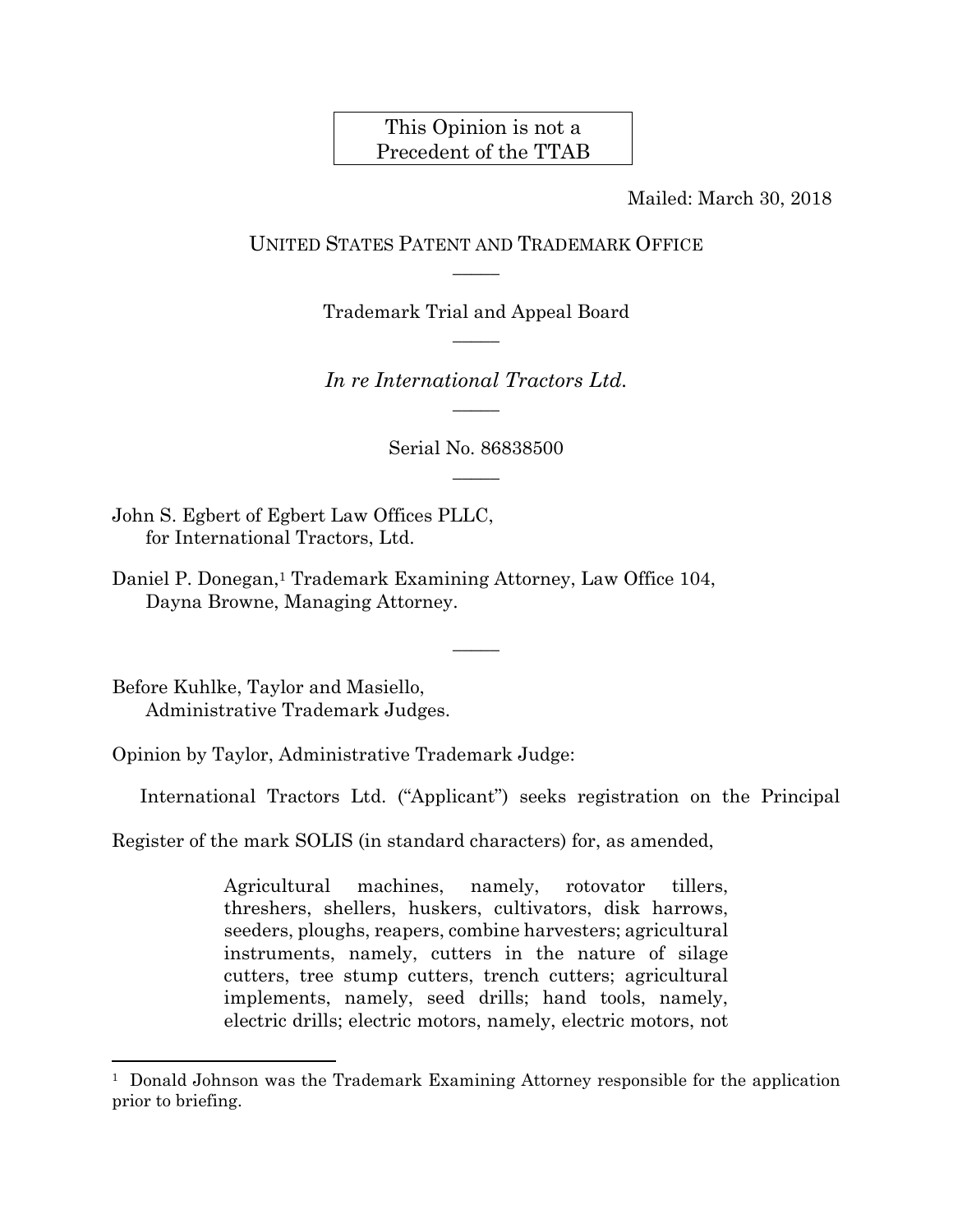This Opinion is not a Precedent of the TTAB

Mailed: March 30, 2018

UNITED STATES PATENT AND TRADEMARK OFFICE

\_\_\_\_\_

Trademark Trial and Appeal Board

\_\_\_\_\_

*In re International Tractors Ltd.*

\_\_\_\_\_

Serial No. 86838500

\_\_\_\_\_

John S. Egbert of Egbert Law Offices PLLC,
for International Tractors, Ltd.

Daniel P. Donegan,[1] Trademark Examining Attorney, Law Office 104,
Dayna Browne, Managing Attorney.

\_\_\_\_\_

Before Kuhlke, Taylor and Masiello,
Administrative Trademark Judges.

Opinion by Taylor, Administrative Trademark Judge:

International Tractors Ltd. ("Applicant") seeks registration on the Principal Register of the mark SOLIS (in standard characters) for, as amended,

> Agricultural machines, namely, rotovator tillers, threshers, shellers, huskers, cultivators, disk harrows, seeders, ploughs, reapers, combine harvesters; agricultural instruments, namely, cutters in the nature of silage cutters, tree stump cutters, trench cutters; agricultural implements, namely, seed drills; hand tools, namely, electric drills; electric motors, namely, electric motors, not

[1] Donald Johnson was the Trademark Examining Attorney responsible for the application prior to briefing.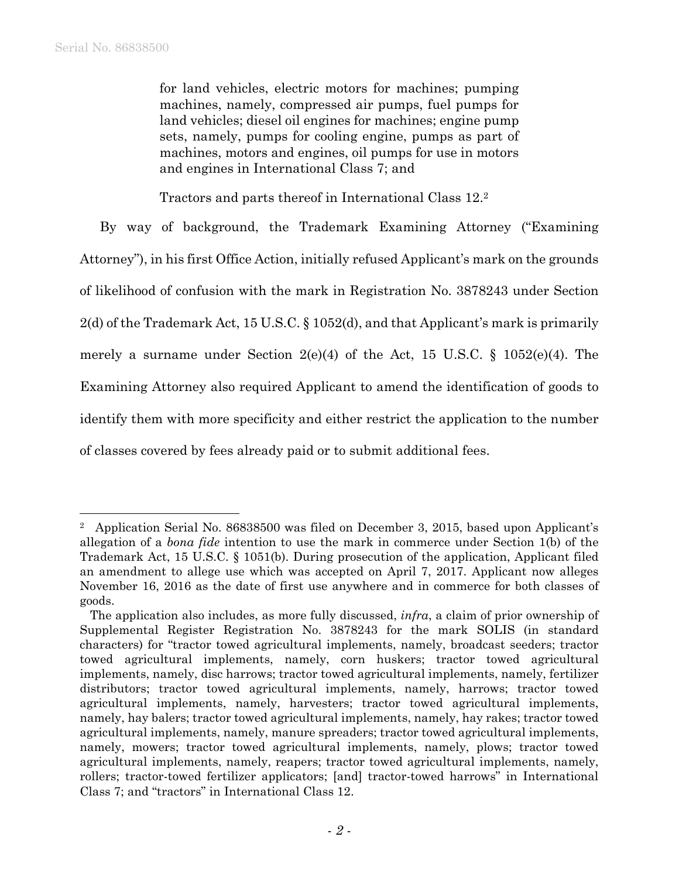for land vehicles, electric motors for machines; pumping machines, namely, compressed air pumps, fuel pumps for land vehicles; diesel oil engines for machines; engine pump sets, namely, pumps for cooling engine, pumps as part of machines, motors and engines, oil pumps for use in motors and engines in International Class 7; and

Tractors and parts thereof in International Class 12.[2]

By way of background, the Trademark Examining Attorney ("Examining Attorney"), in his first Office Action, initially refused Applicant's mark on the grounds of likelihood of confusion with the mark in Registration No. 3878243 under Section 2(d) of the Trademark Act, 15 U.S.C. § 1052(d), and that Applicant's mark is primarily merely a surname under Section 2(e)(4) of the Act, 15 U.S.C. § 1052(e)(4). The Examining Attorney also required Applicant to amend the identification of goods to identify them with more specificity and either restrict the application to the number of classes covered by fees already paid or to submit additional fees.

---

[2] Application Serial No. 86838500 was filed on December 3, 2015, based upon Applicant's allegation of a *bona fide* intention to use the mark in commerce under Section 1(b) of the Trademark Act, 15 U.S.C. § 1051(b). During prosecution of the application, Applicant filed an amendment to allege use which was accepted on April 7, 2017. Applicant now alleges November 16, 2016 as the date of first use anywhere and in commerce for both classes of goods.

The application also includes, as more fully discussed, *infra*, a claim of prior ownership of Supplemental Register Registration No. 3878243 for the mark SOLIS (in standard characters) for "tractor towed agricultural implements, namely, broadcast seeders; tractor towed agricultural implements, namely, corn huskers; tractor towed agricultural implements, namely, disc harrows; tractor towed agricultural implements, namely, fertilizer distributors; tractor towed agricultural implements, namely, harrows; tractor towed agricultural implements, namely, harvesters; tractor towed agricultural implements, namely, hay balers; tractor towed agricultural implements, namely, hay rakes; tractor towed agricultural implements, namely, manure spreaders; tractor towed agricultural implements, namely, mowers; tractor towed agricultural implements, namely, plows; tractor towed agricultural implements, namely, reapers; tractor towed agricultural implements, namely, rollers; tractor-towed fertilizer applicators; [and] tractor-towed harrows" in International Class 7; and "tractors" in International Class 12.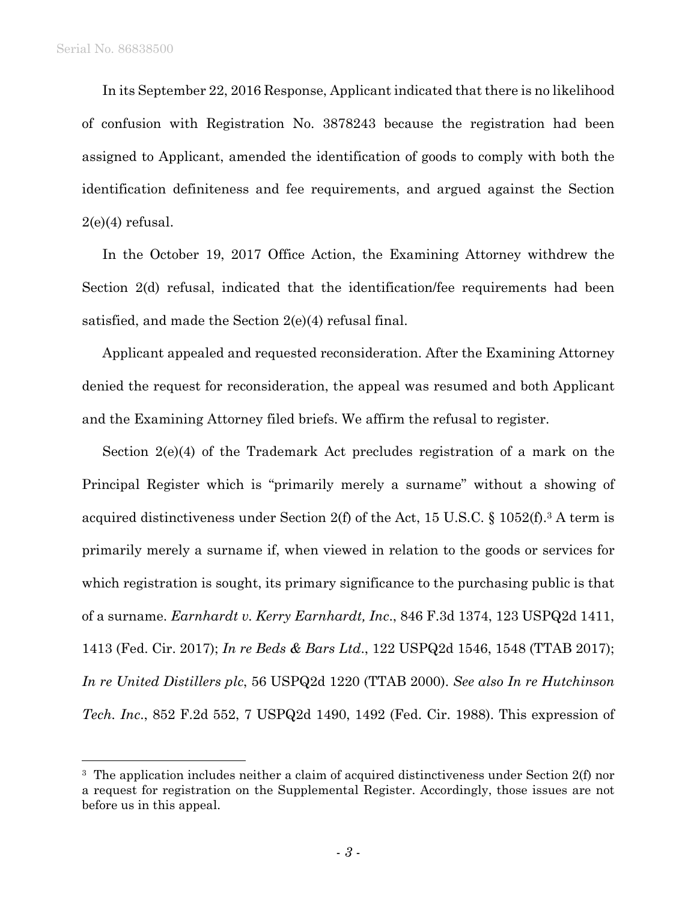In its September 22, 2016 Response, Applicant indicated that there is no likelihood of confusion with Registration No. 3878243 because the registration had been assigned to Applicant, amended the identification of goods to comply with both the identification definiteness and fee requirements, and argued against the Section 2(e)(4) refusal.

In the October 19, 2017 Office Action, the Examining Attorney withdrew the Section 2(d) refusal, indicated that the identification/fee requirements had been satisfied, and made the Section 2(e)(4) refusal final.

Applicant appealed and requested reconsideration. After the Examining Attorney denied the request for reconsideration, the appeal was resumed and both Applicant and the Examining Attorney filed briefs. We affirm the refusal to register.

Section 2(e)(4) of the Trademark Act precludes registration of a mark on the Principal Register which is "primarily merely a surname" without a showing of acquired distinctiveness under Section 2(f) of the Act, 15 U.S.C. § 1052(f).[3] A term is primarily merely a surname if, when viewed in relation to the goods or services for which registration is sought, its primary significance to the purchasing public is that of a surname. *Earnhardt v. Kerry Earnhardt, Inc*., 846 F.3d 1374, 123 USPQ2d 1411, 1413 (Fed. Cir. 2017); *In re Beds & Bars Ltd*., 122 USPQ2d 1546, 1548 (TTAB 2017); *In re United Distillers plc*, 56 USPQ2d 1220 (TTAB 2000). *See also In re Hutchinson Tech. Inc*., 852 F.2d 552, 7 USPQ2d 1490, 1492 (Fed. Cir. 1988). This expression of

[3] The application includes neither a claim of acquired distinctiveness under Section 2(f) nor a request for registration on the Supplemental Register. Accordingly, those issues are not before us in this appeal.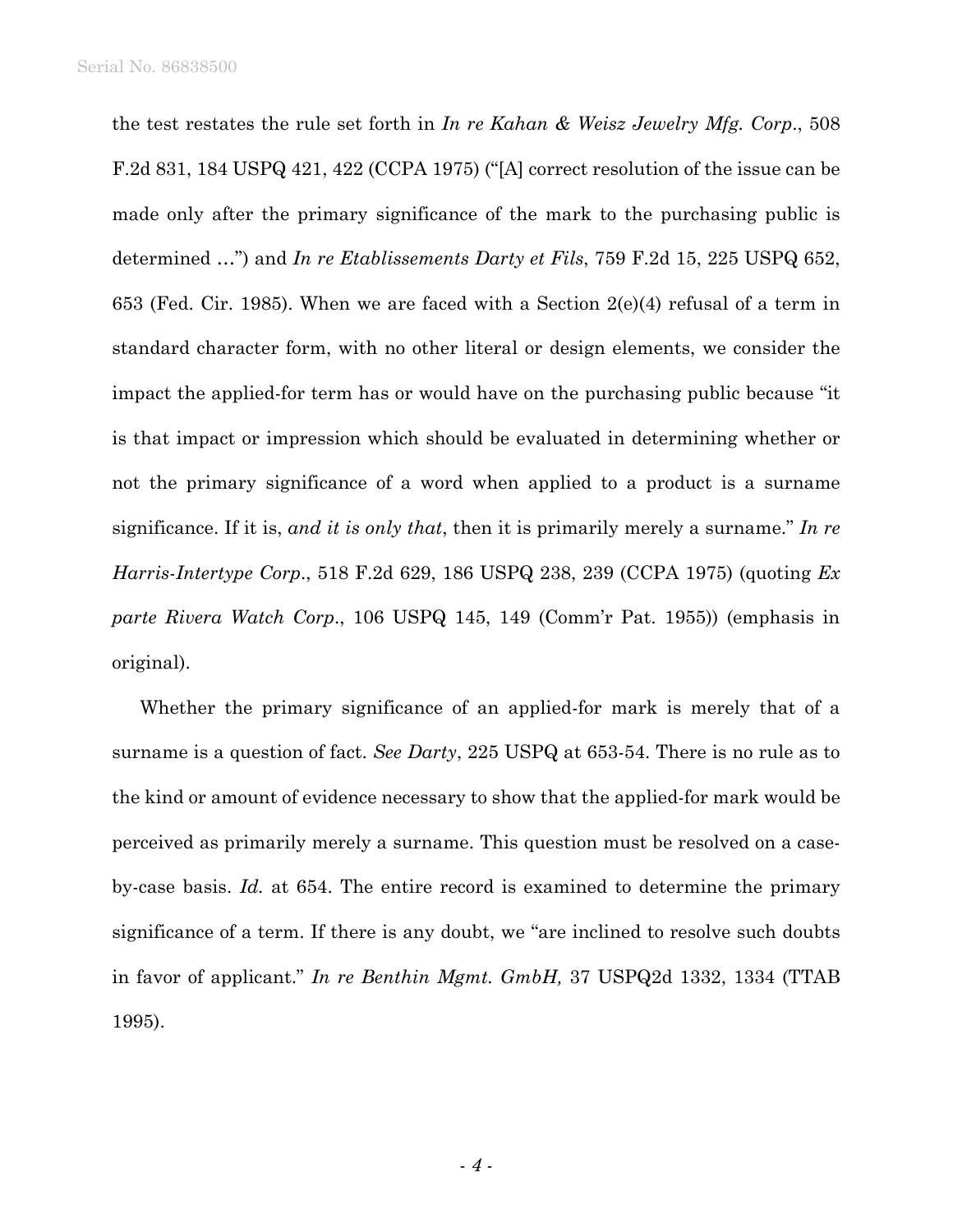the test restates the rule set forth in *In re Kahan & Weisz Jewelry Mfg. Corp.*, 508 F.2d 831, 184 USPQ 421, 422 (CCPA 1975) ("[A] correct resolution of the issue can be made only after the primary significance of the mark to the purchasing public is determined …") and *In re Etablissements Darty et Fils*, 759 F.2d 15, 225 USPQ 652, 653 (Fed. Cir. 1985). When we are faced with a Section 2(e)(4) refusal of a term in standard character form, with no other literal or design elements, we consider the impact the applied-for term has or would have on the purchasing public because "it is that impact or impression which should be evaluated in determining whether or not the primary significance of a word when applied to a product is a surname significance. If it is, *and it is only that*, then it is primarily merely a surname." *In re Harris-Intertype Corp.*, 518 F.2d 629, 186 USPQ 238, 239 (CCPA 1975) (quoting *Ex parte Rivera Watch Corp.*, 106 USPQ 145, 149 (Comm'r Pat. 1955)) (emphasis in original).

Whether the primary significance of an applied-for mark is merely that of a surname is a question of fact. *See Darty*, 225 USPQ at 653-54. There is no rule as to the kind or amount of evidence necessary to show that the applied-for mark would be perceived as primarily merely a surname. This question must be resolved on a case-by-case basis. *Id.* at 654. The entire record is examined to determine the primary significance of a term. If there is any doubt, we "are inclined to resolve such doubts in favor of applicant." *In re Benthin Mgmt. GmbH,* 37 USPQ2d 1332, 1334 (TTAB 1995).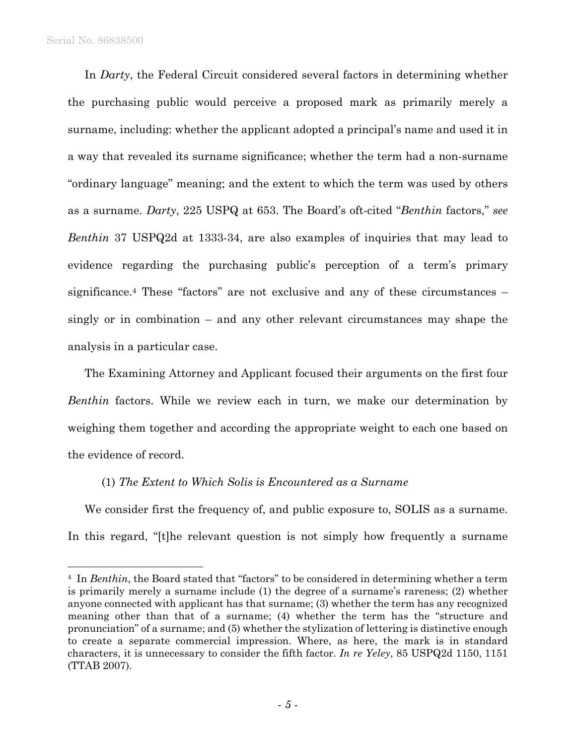In *Darty*, the Federal Circuit considered several factors in determining whether the purchasing public would perceive a proposed mark as primarily merely a surname, including: whether the applicant adopted a principal's name and used it in a way that revealed its surname significance; whether the term had a non-surname "ordinary language" meaning; and the extent to which the term was used by others as a surname. *Darty*, 225 USPQ at 653. The Board's oft-cited "*Benthin* factors," *see Benthin* 37 USPQ2d at 1333-34, are also examples of inquiries that may lead to evidence regarding the purchasing public's perception of a term's primary significance.[4] These "factors" are not exclusive and any of these circumstances – singly or in combination – and any other relevant circumstances may shape the analysis in a particular case.

The Examining Attorney and Applicant focused their arguments on the first four *Benthin* factors. While we review each in turn, we make our determination by weighing them together and according the appropriate weight to each one based on the evidence of record.

(1) *The Extent to Which Solis is Encountered as a Surname*

We consider first the frequency of, and public exposure to, SOLIS as a surname. In this regard, "[t]he relevant question is not simply how frequently a surname

---

[4] In *Benthin*, the Board stated that "factors" to be considered in determining whether a term is primarily merely a surname include (1) the degree of a surname's rareness; (2) whether anyone connected with applicant has that surname; (3) whether the term has any recognized meaning other than that of a surname; (4) whether the term has the "structure and pronunciation" of a surname; and (5) whether the stylization of lettering is distinctive enough to create a separate commercial impression. Where, as here, the mark is in standard characters, it is unnecessary to consider the fifth factor. *In re Yeley*, 85 USPQ2d 1150, 1151 (TTAB 2007).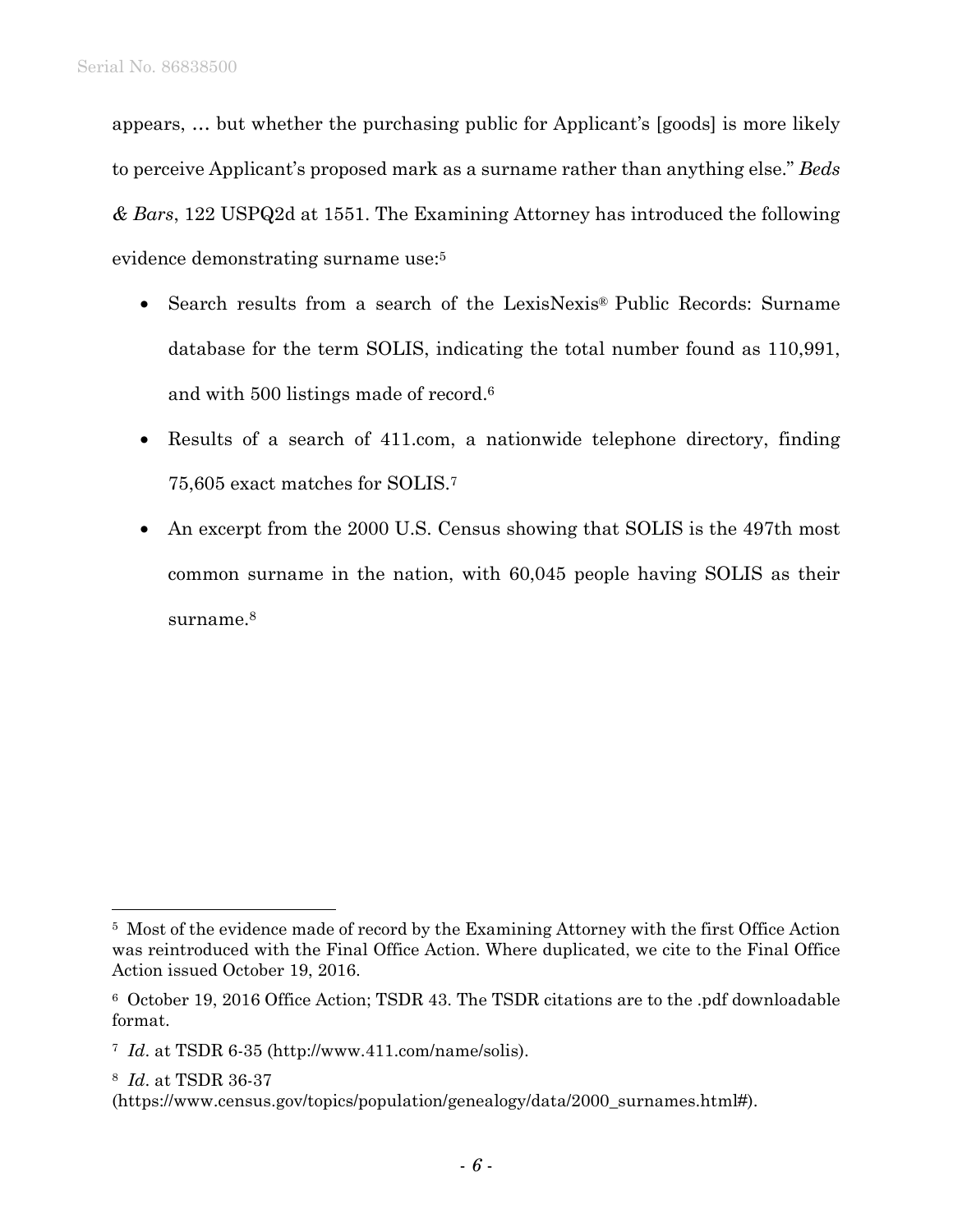appears, … but whether the purchasing public for Applicant's [goods] is more likely to perceive Applicant's proposed mark as a surname rather than anything else." *Beds & Bars*, 122 USPQ2d at 1551. The Examining Attorney has introduced the following evidence demonstrating surname use:[5]

- Search results from a search of the LexisNexis® Public Records: Surname database for the term SOLIS, indicating the total number found as 110,991, and with 500 listings made of record.[6]
- Results of a search of 411.com, a nationwide telephone directory, finding 75,605 exact matches for SOLIS.[7]
- An excerpt from the 2000 U.S. Census showing that SOLIS is the 497th most common surname in the nation, with 60,045 people having SOLIS as their surname.[8]

---

[5] Most of the evidence made of record by the Examining Attorney with the first Office Action was reintroduced with the Final Office Action. Where duplicated, we cite to the Final Office Action issued October 19, 2016.

[6] October 19, 2016 Office Action; TSDR 43. The TSDR citations are to the .pdf downloadable format.

[7] *Id*. at TSDR 6-35 (http://www.411.com/name/solis).

[8] *Id*. at TSDR 36-37 (https://www.census.gov/topics/population/genealogy/data/2000_surnames.html#).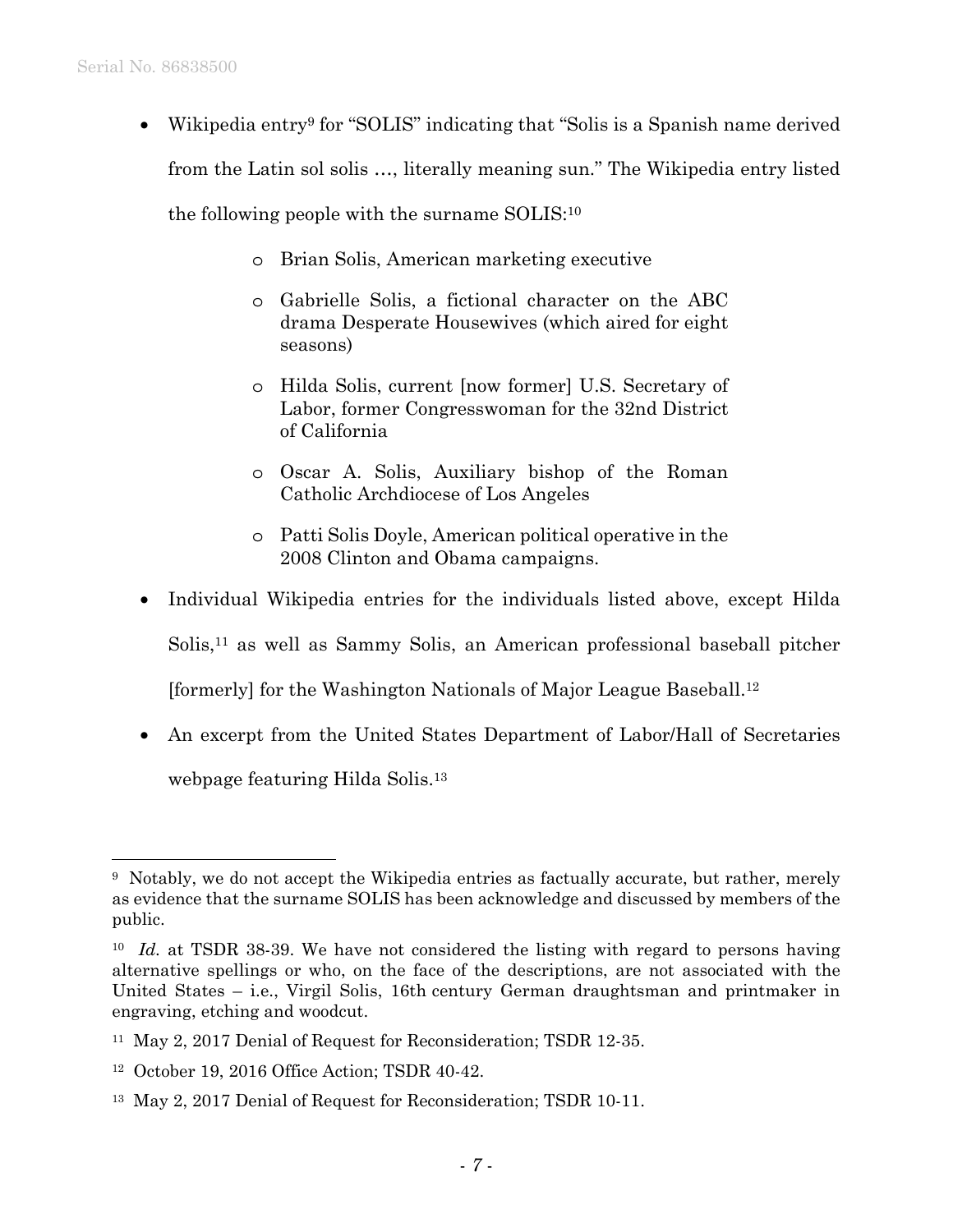- Wikipedia entry[9] for "SOLIS" indicating that "Solis is a Spanish name derived from the Latin sol solis …, literally meaning sun." The Wikipedia entry listed the following people with the surname SOLIS:[10]

  - Brian Solis, American marketing executive
  - Gabrielle Solis, a fictional character on the ABC drama Desperate Housewives (which aired for eight seasons)
  - Hilda Solis, current [now former] U.S. Secretary of Labor, former Congresswoman for the 32nd District of California
  - Oscar A. Solis, Auxiliary bishop of the Roman Catholic Archdiocese of Los Angeles
  - Patti Solis Doyle, American political operative in the 2008 Clinton and Obama campaigns.

- Individual Wikipedia entries for the individuals listed above, except Hilda Solis,[11] as well as Sammy Solis, an American professional baseball pitcher [formerly] for the Washington Nationals of Major League Baseball.[12]

- An excerpt from the United States Department of Labor/Hall of Secretaries webpage featuring Hilda Solis.[13]

---

[9] Notably, we do not accept the Wikipedia entries as factually accurate, but rather, merely as evidence that the surname SOLIS has been acknowledge and discussed by members of the public.

[10] *Id.* at TSDR 38-39. We have not considered the listing with regard to persons having alternative spellings or who, on the face of the descriptions, are not associated with the United States – i.e., Virgil Solis, 16th century German draughtsman and printmaker in engraving, etching and woodcut.

[11] May 2, 2017 Denial of Request for Reconsideration; TSDR 12-35.

[12] October 19, 2016 Office Action; TSDR 40-42.

[13] May 2, 2017 Denial of Request for Reconsideration; TSDR 10-11.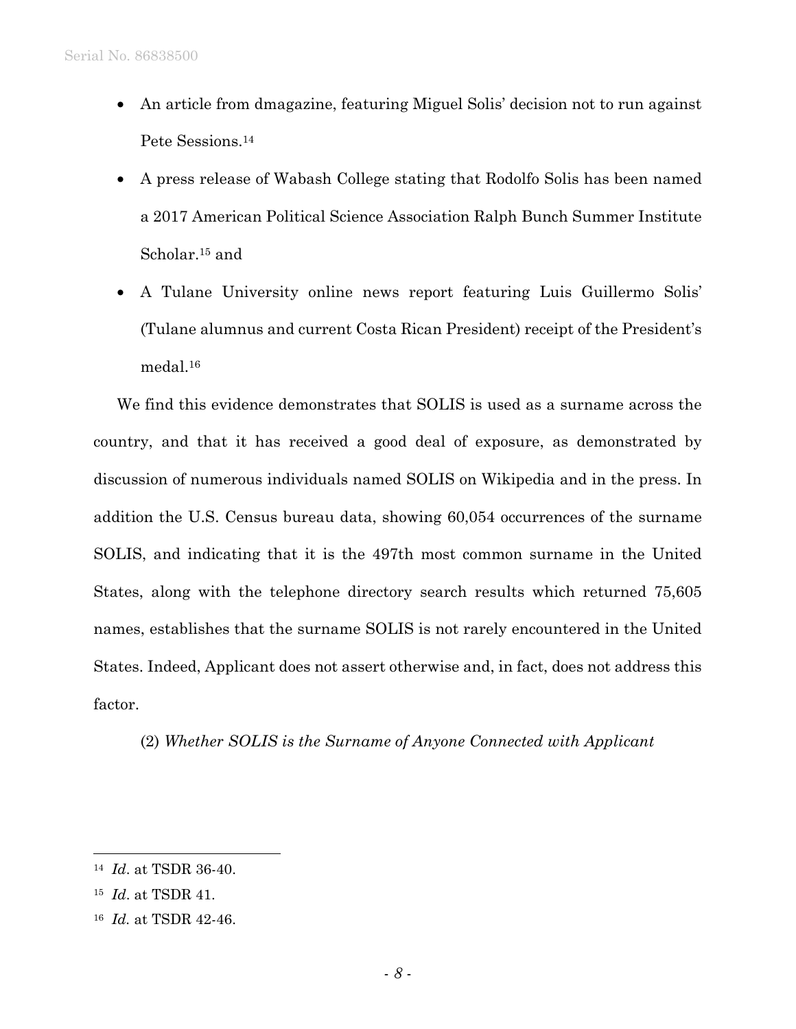- An article from dmagazine, featuring Miguel Solis' decision not to run against Pete Sessions.[14]
- A press release of Wabash College stating that Rodolfo Solis has been named a 2017 American Political Science Association Ralph Bunch Summer Institute Scholar.[15] and
- A Tulane University online news report featuring Luis Guillermo Solis' (Tulane alumnus and current Costa Rican President) receipt of the President's medal.[16]

We find this evidence demonstrates that SOLIS is used as a surname across the country, and that it has received a good deal of exposure, as demonstrated by discussion of numerous individuals named SOLIS on Wikipedia and in the press. In addition the U.S. Census bureau data, showing 60,054 occurrences of the surname SOLIS, and indicating that it is the 497th most common surname in the United States, along with the telephone directory search results which returned 75,605 names, establishes that the surname SOLIS is not rarely encountered in the United States. Indeed, Applicant does not assert otherwise and, in fact, does not address this factor.

(2) *Whether SOLIS is the Surname of Anyone Connected with Applicant*

---

[14] *Id*. at TSDR 36-40.

[15] *Id*. at TSDR 41.

[16] *Id.* at TSDR 42-46.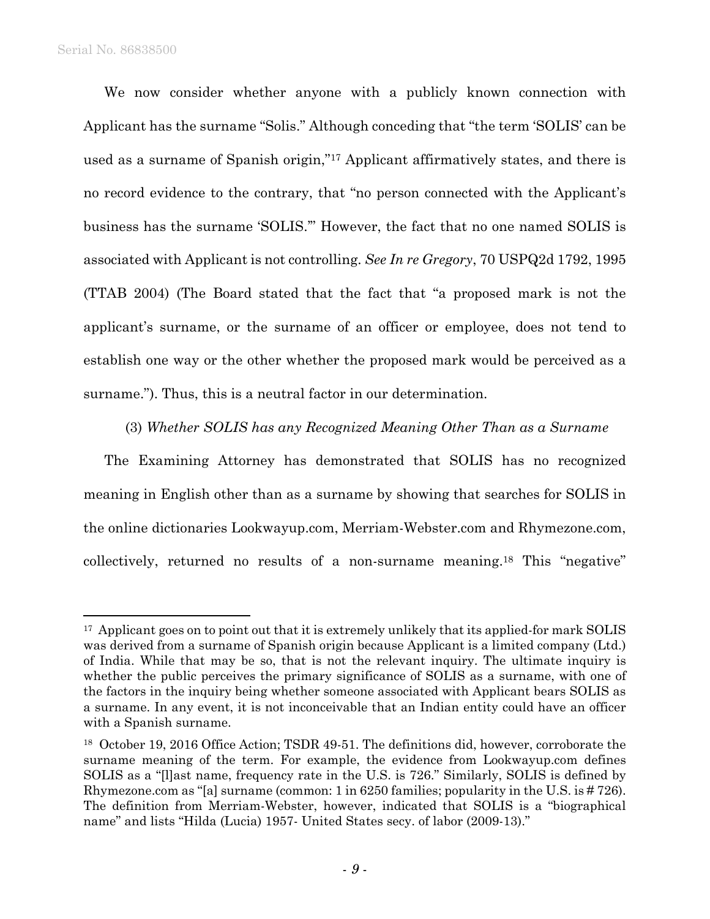We now consider whether anyone with a publicly known connection with Applicant has the surname "Solis." Although conceding that "the term 'SOLIS' can be used as a surname of Spanish origin,"[17] Applicant affirmatively states, and there is no record evidence to the contrary, that "no person connected with the Applicant's business has the surname 'SOLIS.'" However, the fact that no one named SOLIS is associated with Applicant is not controlling. *See In re Gregory*, 70 USPQ2d 1792, 1995 (TTAB 2004) (The Board stated that the fact that "a proposed mark is not the applicant's surname, or the surname of an officer or employee, does not tend to establish one way or the other whether the proposed mark would be perceived as a surname."). Thus, this is a neutral factor in our determination.

(3) *Whether SOLIS has any Recognized Meaning Other Than as a Surname*

The Examining Attorney has demonstrated that SOLIS has no recognized meaning in English other than as a surname by showing that searches for SOLIS in the online dictionaries Lookwayup.com, Merriam-Webster.com and Rhymezone.com, collectively, returned no results of a non-surname meaning.[18] This "negative"

---

[17] Applicant goes on to point out that it is extremely unlikely that its applied-for mark SOLIS was derived from a surname of Spanish origin because Applicant is a limited company (Ltd.) of India. While that may be so, that is not the relevant inquiry. The ultimate inquiry is whether the public perceives the primary significance of SOLIS as a surname, with one of the factors in the inquiry being whether someone associated with Applicant bears SOLIS as a surname. In any event, it is not inconceivable that an Indian entity could have an officer with a Spanish surname.

[18] October 19, 2016 Office Action; TSDR 49-51. The definitions did, however, corroborate the surname meaning of the term. For example, the evidence from Lookwayup.com defines SOLIS as a "[l]ast name, frequency rate in the U.S. is 726." Similarly, SOLIS is defined by Rhymezone.com as "[a] surname (common: 1 in 6250 families; popularity in the U.S. is # 726). The definition from Merriam-Webster, however, indicated that SOLIS is a "biographical name" and lists "Hilda (Lucia) 1957- United States secy. of labor (2009-13)."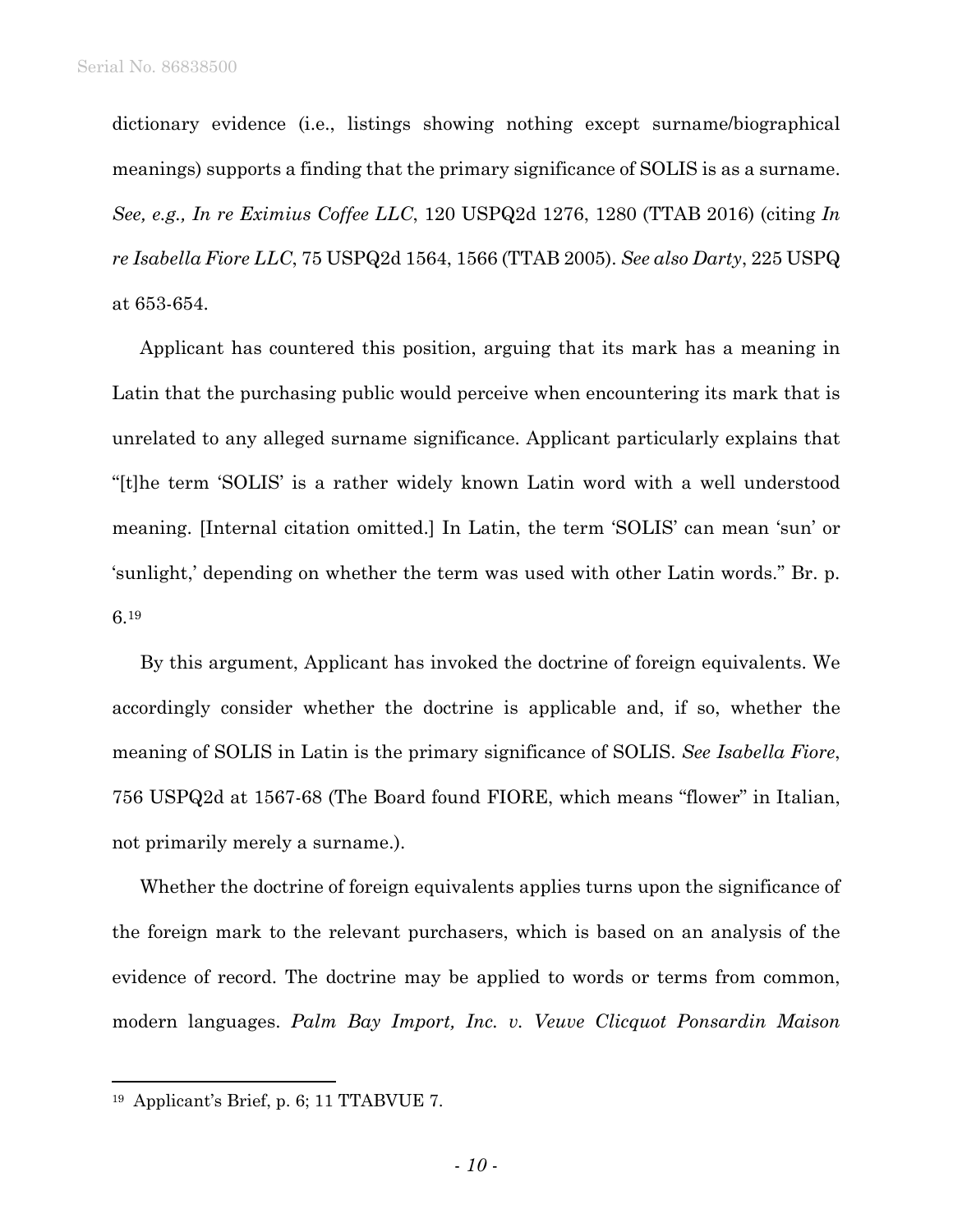dictionary evidence (i.e., listings showing nothing except surname/biographical meanings) supports a finding that the primary significance of SOLIS is as a surname. *See, e.g., In re Eximius Coffee LLC*, 120 USPQ2d 1276, 1280 (TTAB 2016) (citing *In re Isabella Fiore LLC*, 75 USPQ2d 1564, 1566 (TTAB 2005). *See also Darty*, 225 USPQ at 653-654.

Applicant has countered this position, arguing that its mark has a meaning in Latin that the purchasing public would perceive when encountering its mark that is unrelated to any alleged surname significance. Applicant particularly explains that "[t]he term 'SOLIS' is a rather widely known Latin word with a well understood meaning. [Internal citation omitted.] In Latin, the term 'SOLIS' can mean 'sun' or 'sunlight,' depending on whether the term was used with other Latin words." Br. p. 6.[19]

By this argument, Applicant has invoked the doctrine of foreign equivalents. We accordingly consider whether the doctrine is applicable and, if so, whether the meaning of SOLIS in Latin is the primary significance of SOLIS. *See Isabella Fiore*, 756 USPQ2d at 1567-68 (The Board found FIORE, which means "flower" in Italian, not primarily merely a surname.).

Whether the doctrine of foreign equivalents applies turns upon the significance of the foreign mark to the relevant purchasers, which is based on an analysis of the evidence of record. The doctrine may be applied to words or terms from common, modern languages. *Palm Bay Import, Inc. v. Veuve Clicquot Ponsardin Maison*

---

[19] Applicant's Brief, p. 6; 11 TTABVUE 7.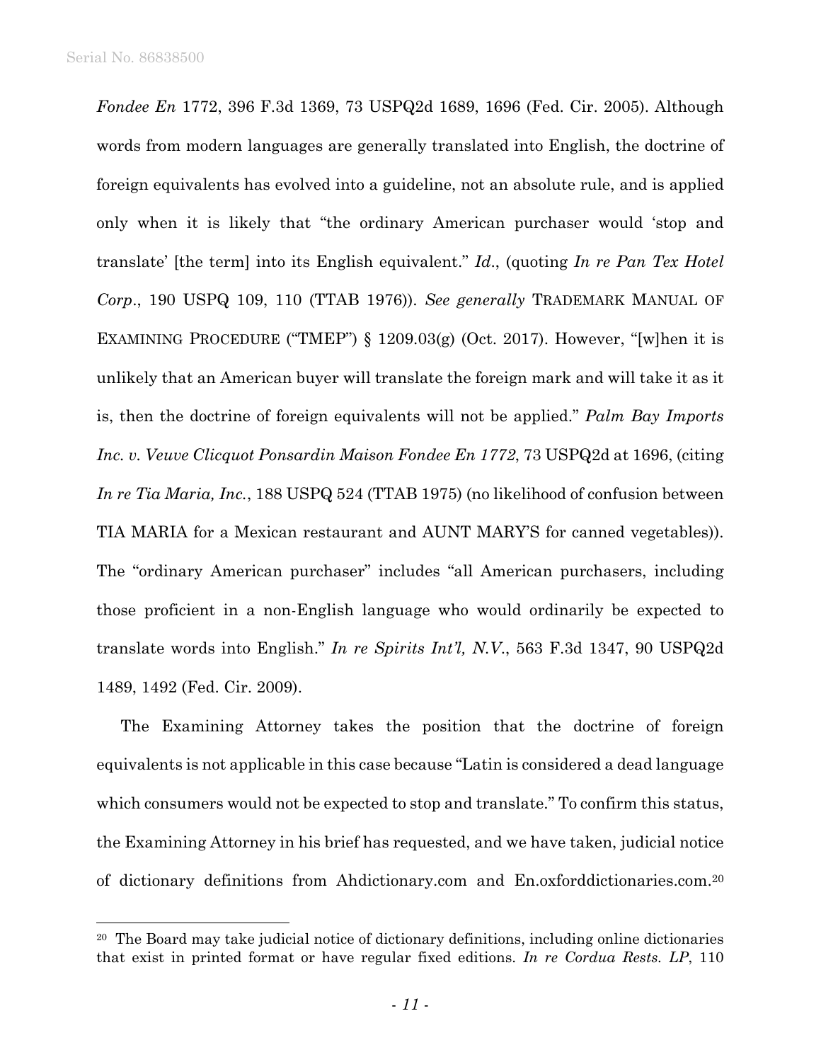*Fondee En* 1772, 396 F.3d 1369, 73 USPQ2d 1689, 1696 (Fed. Cir. 2005). Although words from modern languages are generally translated into English, the doctrine of foreign equivalents has evolved into a guideline, not an absolute rule, and is applied only when it is likely that "the ordinary American purchaser would 'stop and translate' [the term] into its English equivalent." *Id*., (quoting *In re Pan Tex Hotel Corp*., 190 USPQ 109, 110 (TTAB 1976)). *See generally* TRADEMARK MANUAL OF EXAMINING PROCEDURE ("TMEP") § 1209.03(g) (Oct. 2017). However, "[w]hen it is unlikely that an American buyer will translate the foreign mark and will take it as it is, then the doctrine of foreign equivalents will not be applied." *Palm Bay Imports Inc. v. Veuve Clicquot Ponsardin Maison Fondee En 1772*, 73 USPQ2d at 1696, (citing *In re Tia Maria, Inc.*, 188 USPQ 524 (TTAB 1975) (no likelihood of confusion between TIA MARIA for a Mexican restaurant and AUNT MARY'S for canned vegetables)). The "ordinary American purchaser" includes "all American purchasers, including those proficient in a non-English language who would ordinarily be expected to translate words into English." *In re Spirits Int'l, N.V.*, 563 F.3d 1347, 90 USPQ2d 1489, 1492 (Fed. Cir. 2009).

The Examining Attorney takes the position that the doctrine of foreign equivalents is not applicable in this case because "Latin is considered a dead language which consumers would not be expected to stop and translate." To confirm this status, the Examining Attorney in his brief has requested, and we have taken, judicial notice of dictionary definitions from Ahdictionary.com and En.oxforddictionaries.com.[20]

---

[20] The Board may take judicial notice of dictionary definitions, including online dictionaries that exist in printed format or have regular fixed editions. *In re Cordua Rests. LP*, 110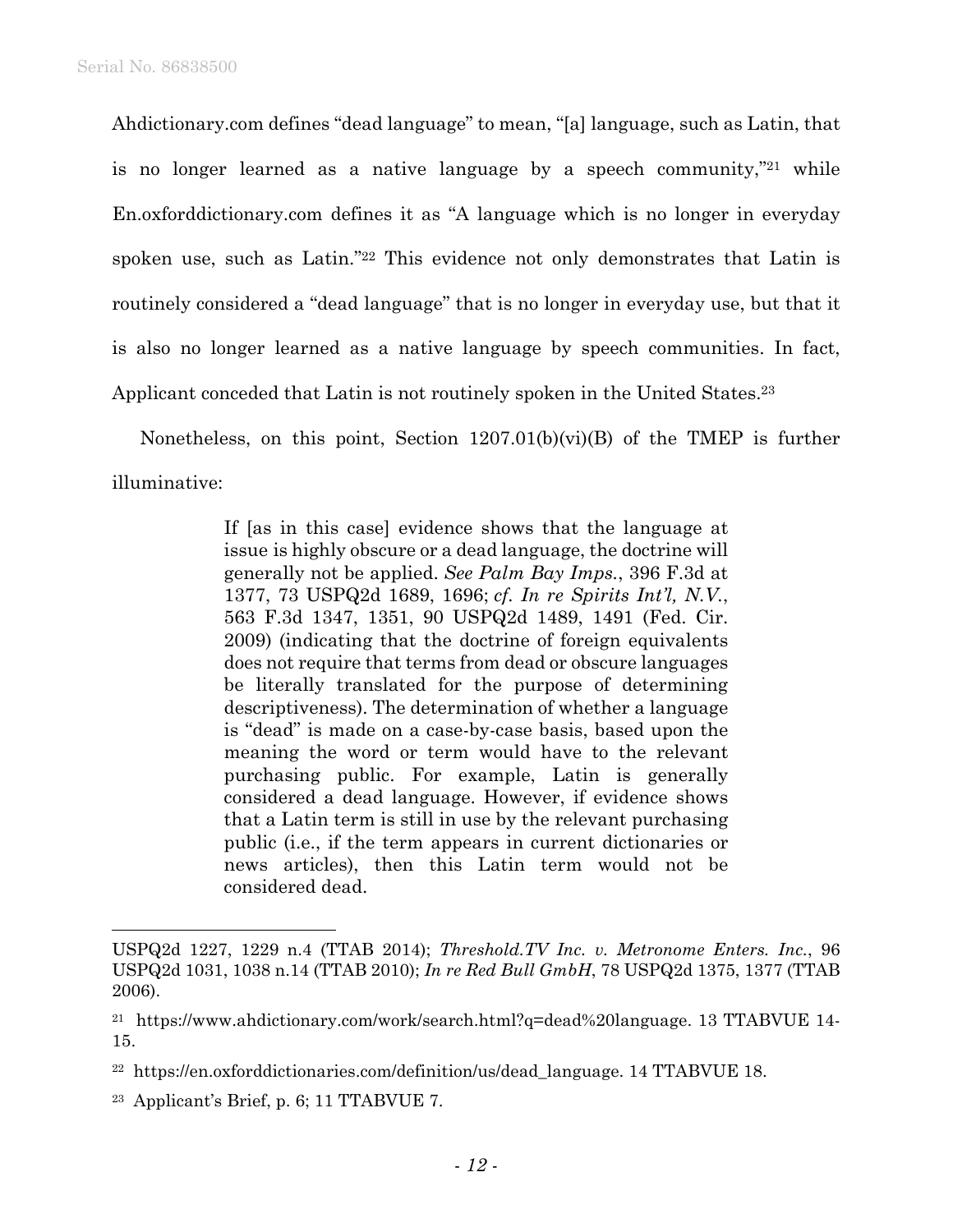Ahdictionary.com defines "dead language" to mean, "[a] language, such as Latin, that is no longer learned as a native language by a speech community,"[21] while En.oxforddictionary.com defines it as "A language which is no longer in everyday spoken use, such as Latin."[22] This evidence not only demonstrates that Latin is routinely considered a "dead language" that is no longer in everyday use, but that it is also no longer learned as a native language by speech communities. In fact, Applicant conceded that Latin is not routinely spoken in the United States.[23]

Nonetheless, on this point, Section 1207.01(b)(vi)(B) of the TMEP is further illuminative:

> If [as in this case] evidence shows that the language at issue is highly obscure or a dead language, the doctrine will generally not be applied. *See Palm Bay Imps.*, 396 F.3d at 1377, 73 USPQ2d 1689, 1696; *cf. In re Spirits Int'l, N.V.*, 563 F.3d 1347, 1351, 90 USPQ2d 1489, 1491 (Fed. Cir. 2009) (indicating that the doctrine of foreign equivalents does not require that terms from dead or obscure languages be literally translated for the purpose of determining descriptiveness). The determination of whether a language is "dead" is made on a case-by-case basis, based upon the meaning the word or term would have to the relevant purchasing public. For example, Latin is generally considered a dead language. However, if evidence shows that a Latin term is still in use by the relevant purchasing public (i.e., if the term appears in current dictionaries or news articles), then this Latin term would not be considered dead.

---

USPQ2d 1227, 1229 n.4 (TTAB 2014); *Threshold.TV Inc. v. Metronome Enters. Inc.*, 96 USPQ2d 1031, 1038 n.14 (TTAB 2010); *In re Red Bull GmbH*, 78 USPQ2d 1375, 1377 (TTAB 2006).

[21] https://www.ahdictionary.com/work/search.html?q=dead%20language. 13 TTABVUE 14-15.

[22] https://en.oxforddictionaries.com/definition/us/dead_language. 14 TTABVUE 18.

[23] Applicant's Brief, p. 6; 11 TTABVUE 7.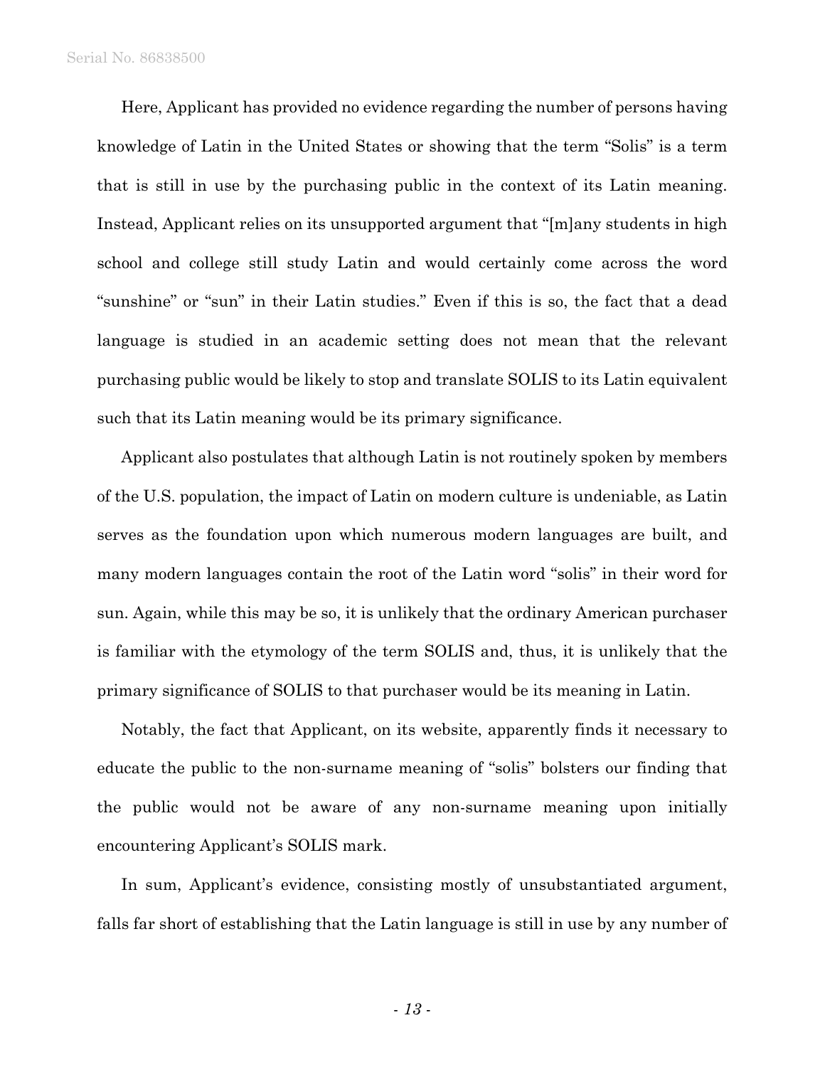Here, Applicant has provided no evidence regarding the number of persons having knowledge of Latin in the United States or showing that the term "Solis" is a term that is still in use by the purchasing public in the context of its Latin meaning. Instead, Applicant relies on its unsupported argument that "[m]any students in high school and college still study Latin and would certainly come across the word "sunshine" or "sun" in their Latin studies." Even if this is so, the fact that a dead language is studied in an academic setting does not mean that the relevant purchasing public would be likely to stop and translate SOLIS to its Latin equivalent such that its Latin meaning would be its primary significance.

Applicant also postulates that although Latin is not routinely spoken by members of the U.S. population, the impact of Latin on modern culture is undeniable, as Latin serves as the foundation upon which numerous modern languages are built, and many modern languages contain the root of the Latin word "solis" in their word for sun. Again, while this may be so, it is unlikely that the ordinary American purchaser is familiar with the etymology of the term SOLIS and, thus, it is unlikely that the primary significance of SOLIS to that purchaser would be its meaning in Latin.

Notably, the fact that Applicant, on its website, apparently finds it necessary to educate the public to the non-surname meaning of "solis" bolsters our finding that the public would not be aware of any non-surname meaning upon initially encountering Applicant's SOLIS mark.

In sum, Applicant's evidence, consisting mostly of unsubstantiated argument, falls far short of establishing that the Latin language is still in use by any number of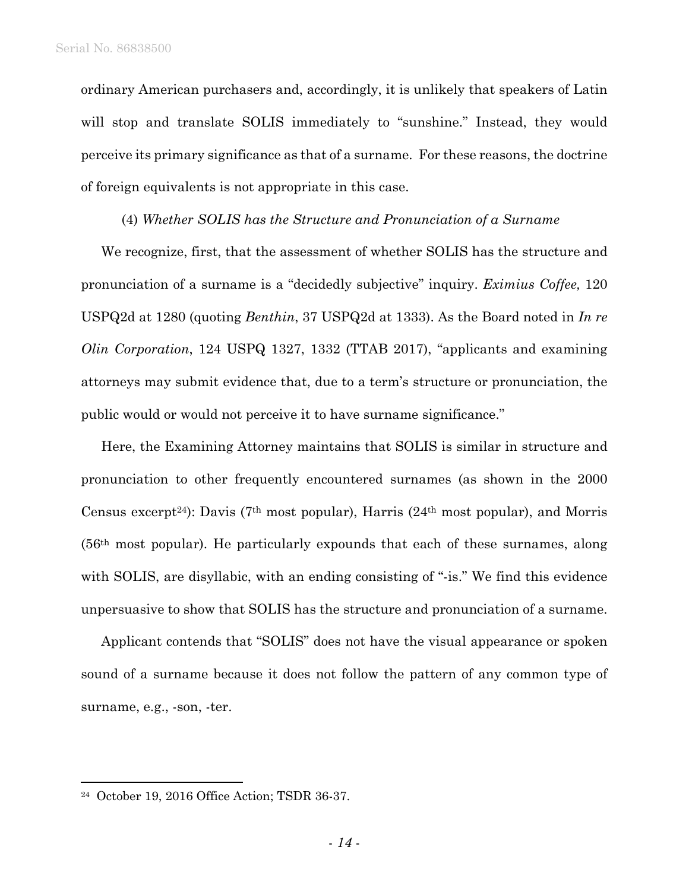ordinary American purchasers and, accordingly, it is unlikely that speakers of Latin will stop and translate SOLIS immediately to "sunshine." Instead, they would perceive its primary significance as that of a surname. For these reasons, the doctrine of foreign equivalents is not appropriate in this case.

(4) *Whether SOLIS has the Structure and Pronunciation of a Surname*

We recognize, first, that the assessment of whether SOLIS has the structure and pronunciation of a surname is a "decidedly subjective" inquiry. *Eximius Coffee,* 120 USPQ2d at 1280 (quoting *Benthin*, 37 USPQ2d at 1333). As the Board noted in *In re Olin Corporation*, 124 USPQ 1327, 1332 (TTAB 2017), "applicants and examining attorneys may submit evidence that, due to a term's structure or pronunciation, the public would or would not perceive it to have surname significance."

Here, the Examining Attorney maintains that SOLIS is similar in structure and pronunciation to other frequently encountered surnames (as shown in the 2000 Census excerpt[24]): Davis (7th most popular), Harris (24th most popular), and Morris (56th most popular). He particularly expounds that each of these surnames, along with SOLIS, are disyllabic, with an ending consisting of "-is." We find this evidence unpersuasive to show that SOLIS has the structure and pronunciation of a surname.

Applicant contends that "SOLIS" does not have the visual appearance or spoken sound of a surname because it does not follow the pattern of any common type of surname, e.g., -son, -ter.

---

[24] October 19, 2016 Office Action; TSDR 36-37.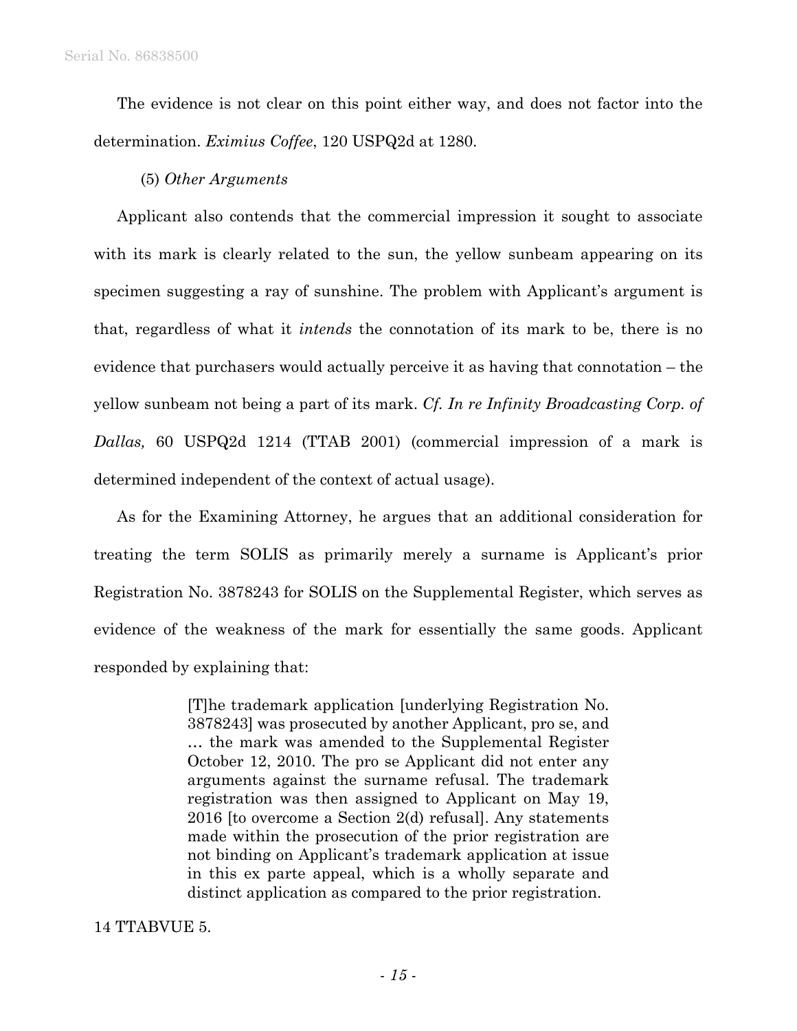The evidence is not clear on this point either way, and does not factor into the determination. *Eximius Coffee*, 120 USPQ2d at 1280.

(5) *Other Arguments*

Applicant also contends that the commercial impression it sought to associate with its mark is clearly related to the sun, the yellow sunbeam appearing on its specimen suggesting a ray of sunshine. The problem with Applicant's argument is that, regardless of what it *intends* the connotation of its mark to be, there is no evidence that purchasers would actually perceive it as having that connotation – the yellow sunbeam not being a part of its mark. *Cf. In re Infinity Broadcasting Corp. of Dallas,* 60 USPQ2d 1214 (TTAB 2001) (commercial impression of a mark is determined independent of the context of actual usage).

As for the Examining Attorney, he argues that an additional consideration for treating the term SOLIS as primarily merely a surname is Applicant's prior Registration No. 3878243 for SOLIS on the Supplemental Register, which serves as evidence of the weakness of the mark for essentially the same goods. Applicant responded by explaining that:

> [T]he trademark application [underlying Registration No. 3878243] was prosecuted by another Applicant, pro se, and … the mark was amended to the Supplemental Register October 12, 2010. The pro se Applicant did not enter any arguments against the surname refusal. The trademark registration was then assigned to Applicant on May 19, 2016 [to overcome a Section 2(d) refusal]. Any statements made within the prosecution of the prior registration are not binding on Applicant's trademark application at issue in this ex parte appeal, which is a wholly separate and distinct application as compared to the prior registration.

14 TTABVUE 5.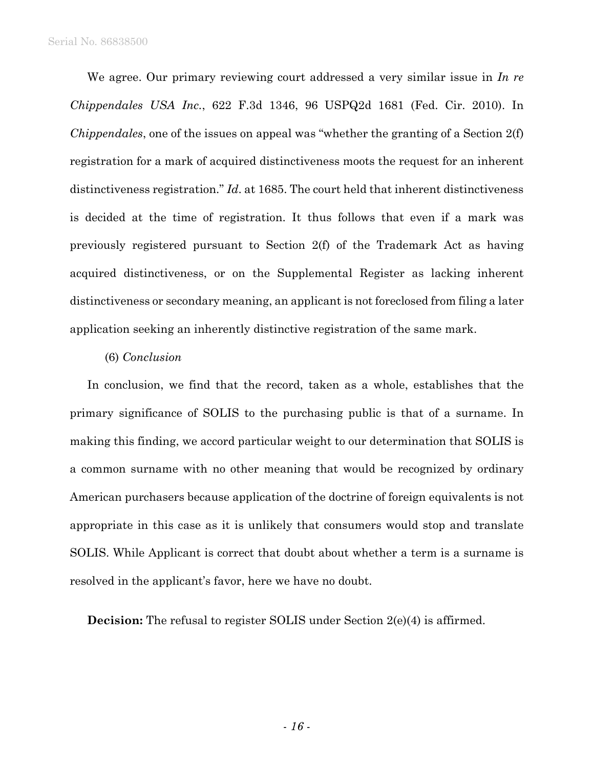We agree. Our primary reviewing court addressed a very similar issue in *In re Chippendales USA Inc.*, 622 F.3d 1346, 96 USPQ2d 1681 (Fed. Cir. 2010). In *Chippendales*, one of the issues on appeal was "whether the granting of a Section 2(f) registration for a mark of acquired distinctiveness moots the request for an inherent distinctiveness registration." *Id*. at 1685. The court held that inherent distinctiveness is decided at the time of registration. It thus follows that even if a mark was previously registered pursuant to Section 2(f) of the Trademark Act as having acquired distinctiveness, or on the Supplemental Register as lacking inherent distinctiveness or secondary meaning, an applicant is not foreclosed from filing a later application seeking an inherently distinctive registration of the same mark.

(6) *Conclusion*

In conclusion, we find that the record, taken as a whole, establishes that the primary significance of SOLIS to the purchasing public is that of a surname. In making this finding, we accord particular weight to our determination that SOLIS is a common surname with no other meaning that would be recognized by ordinary American purchasers because application of the doctrine of foreign equivalents is not appropriate in this case as it is unlikely that consumers would stop and translate SOLIS. While Applicant is correct that doubt about whether a term is a surname is resolved in the applicant's favor, here we have no doubt.

**Decision:** The refusal to register SOLIS under Section 2(e)(4) is affirmed.